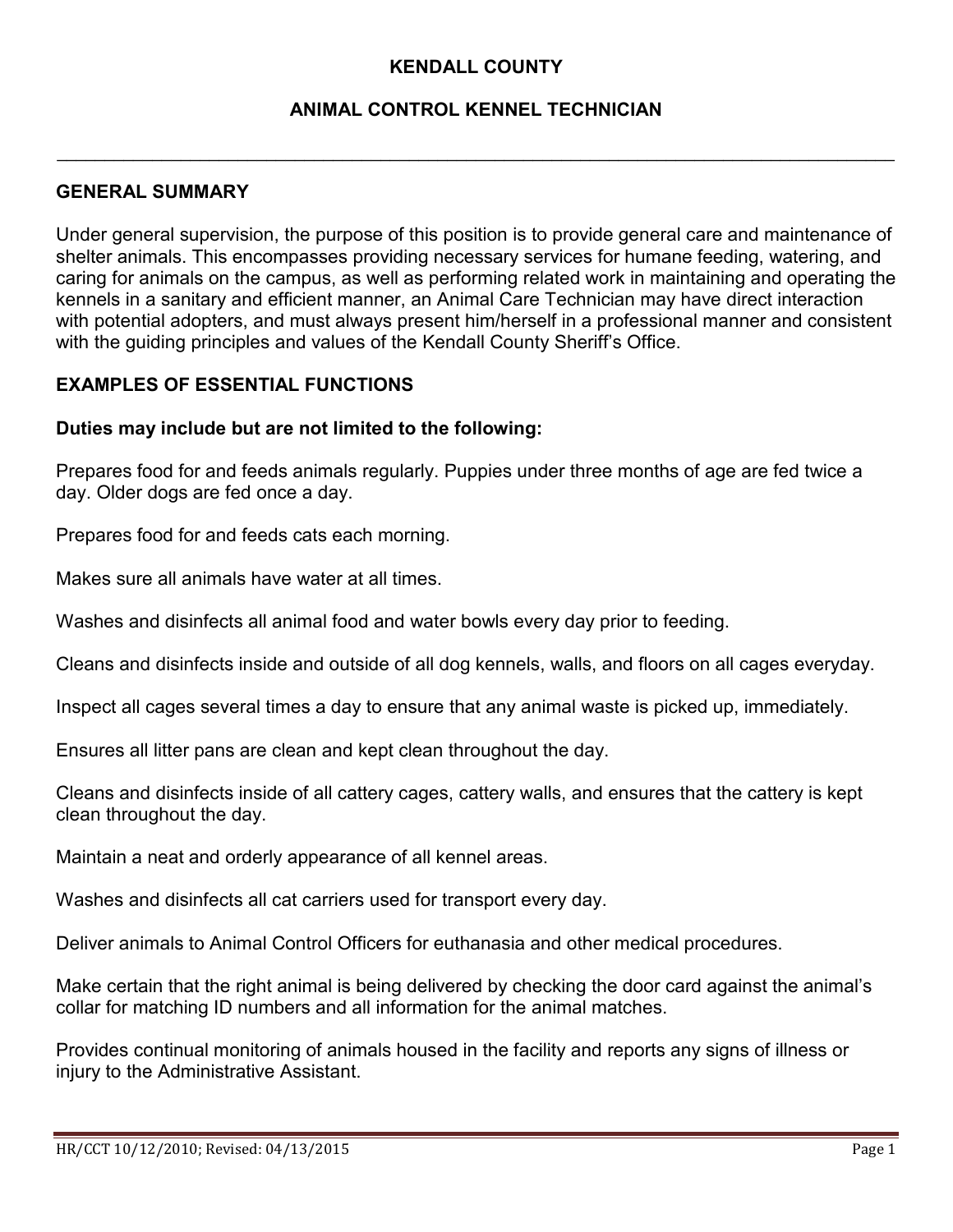# KENDALL COUNTY

## ANIMAL CONTROL KENNEL TECHNICIAN

---

### GENERAL SUMMARY

Under general supervision, the purpose of this position is to provide general care and maintenance of shelter animals. This encompasses providing necessary services for humane feeding, watering, and caring for animals on the campus, as well as performing related work in maintaining and operating the kennels in a sanitary and efficient manner, an Animal Care Technician may have direct interaction with potential adopters, and must always present him/herself in a professional manner and consistent with the guiding principles and values of the Kendall County Sheriff's Office.

### EXAMPLES OF ESSENTIAL FUNCTIONS

**Duties may include but are not limited to the following:**

Prepares food for and feeds animals regularly. Puppies under three months of age are fed twice a day. Older dogs are fed once a day.

Prepares food for and feeds cats each morning.

Makes sure all animals have water at all times.

Washes and disinfects all animal food and water bowls every day prior to feeding.

Cleans and disinfects inside and outside of all dog kennels, walls, and floors on all cages everyday.

Inspect all cages several times a day to ensure that any animal waste is picked up, immediately.

Ensures all litter pans are clean and kept clean throughout the day.

Cleans and disinfects inside of all cattery cages, cattery walls, and ensures that the cattery is kept clean throughout the day.

Maintain a neat and orderly appearance of all kennel areas.

Washes and disinfects all cat carriers used for transport every day.

Deliver animals to Animal Control Officers for euthanasia and other medical procedures.

Make certain that the right animal is being delivered by checking the door card against the animal's collar for matching ID numbers and all information for the animal matches.

Provides continual monitoring of animals housed in the facility and reports any signs of illness or injury to the Administrative Assistant.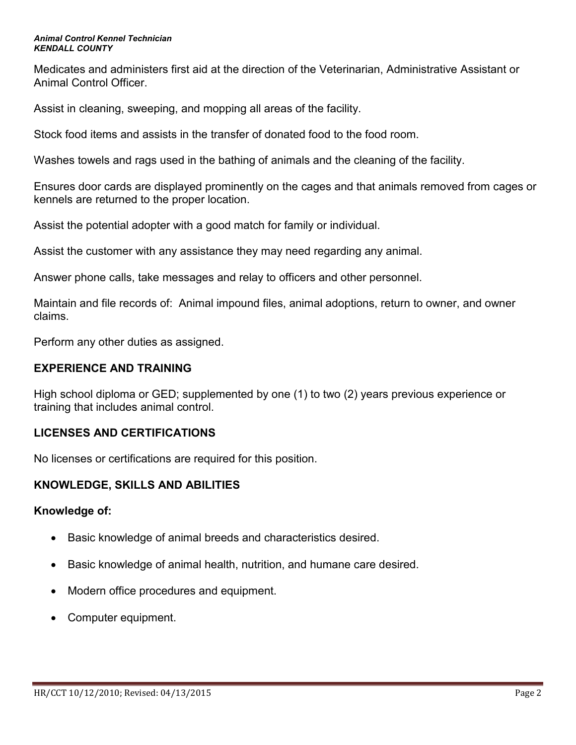Medicates and administers first aid at the direction of the Veterinarian, Administrative Assistant or Animal Control Officer.

Assist in cleaning, sweeping, and mopping all areas of the facility.

Stock food items and assists in the transfer of donated food to the food room.

Washes towels and rags used in the bathing of animals and the cleaning of the facility.

Ensures door cards are displayed prominently on the cages and that animals removed from cages or kennels are returned to the proper location.

Assist the potential adopter with a good match for family or individual.

Assist the customer with any assistance they may need regarding any animal.

Answer phone calls, take messages and relay to officers and other personnel.

Maintain and file records of: Animal impound files, animal adoptions, return to owner, and owner claims.

Perform any other duties as assigned.

## EXPERIENCE AND TRAINING

High school diploma or GED; supplemented by one (1) to two (2) years previous experience or training that includes animal control.

## LICENSES AND CERTIFICATIONS

No licenses or certifications are required for this position.

## KNOWLEDGE, SKILLS AND ABILITIES

### Knowledge of:

- Basic knowledge of animal breeds and characteristics desired.
- Basic knowledge of animal health, nutrition, and humane care desired.
- Modern office procedures and equipment.
- Computer equipment.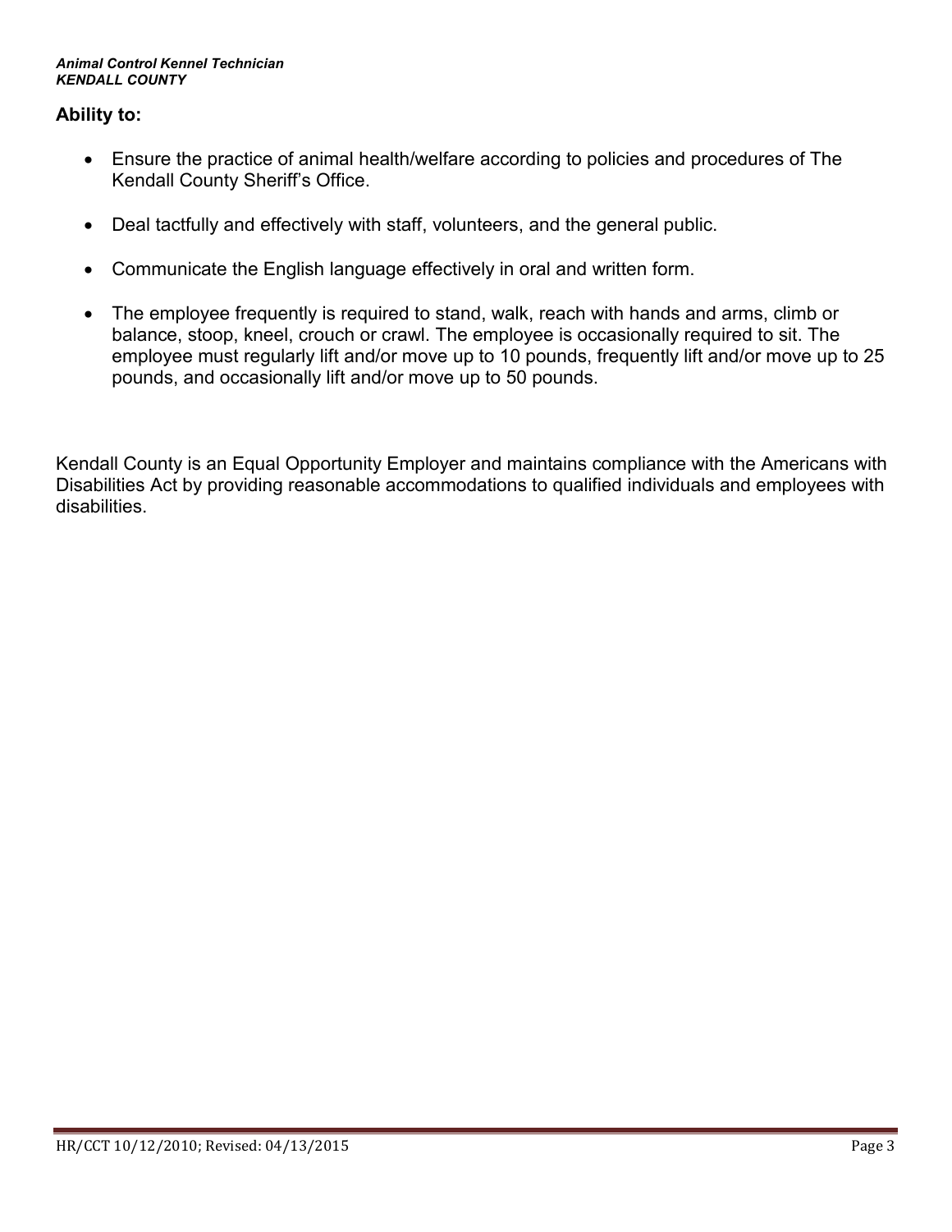**Ability to:**

- Ensure the practice of animal health/welfare according to policies and procedures of The Kendall County Sheriff's Office.
- Deal tactfully and effectively with staff, volunteers, and the general public.
- Communicate the English language effectively in oral and written form.
- The employee frequently is required to stand, walk, reach with hands and arms, climb or balance, stoop, kneel, crouch or crawl. The employee is occasionally required to sit. The employee must regularly lift and/or move up to 10 pounds, frequently lift and/or move up to 25 pounds, and occasionally lift and/or move up to 50 pounds.

Kendall County is an Equal Opportunity Employer and maintains compliance with the Americans with Disabilities Act by providing reasonable accommodations to qualified individuals and employees with disabilities.